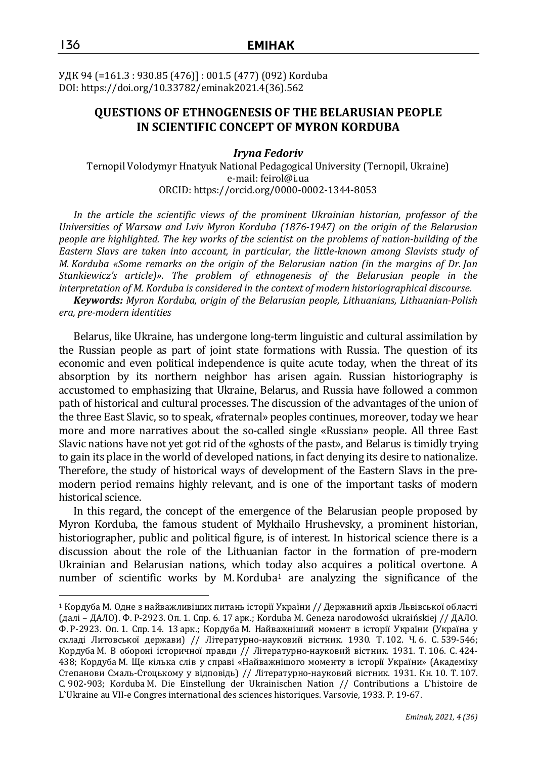УДК 94 (=161.3 : 930.85 (476)] : 001.5 (477) (092) Korduba
DOI: https://doi.org/10.33782/eminak2021.4(36).562

# QUESTIONS OF ETHNOGENESIS OF THE BELARUSIAN PEOPLE IN SCIENTIFIC CONCEPT OF MYRON KORDUBA

***Iryna Fedoriv***

Ternopil Volodymyr Hnatyuk National Pedagogical University (Ternopil, Ukraine)
e-mail: feirol@i.ua
ORCID: https://orcid.org/0000-0002-1344-8053

*In the article the scientific views of the prominent Ukrainian historian, professor of the Universities of Warsaw and Lviv Myron Korduba (1876-1947) on the origin of the Belarusian people are highlighted. The key works of the scientist on the problems of nation-building of the Eastern Slavs are taken into account, in particular, the little-known among Slavists study of M. Korduba «Some remarks on the origin of the Belarusian nation (in the margins of Dr. Jan Stankiewicz's article)». The problem of ethnogenesis of the Belarusian people in the interpretation of M. Korduba is considered in the context of modern historiographical discourse.*

***Keywords:*** *Myron Korduba, origin of the Belarusian people, Lithuanians, Lithuanian-Polish era, pre-modern identities*

Belarus, like Ukraine, has undergone long-term linguistic and cultural assimilation by the Russian people as part of joint state formations with Russia. The question of its economic and even political independence is quite acute today, when the threat of its absorption by its northern neighbor has arisen again. Russian historiography is accustomed to emphasizing that Ukraine, Belarus, and Russia have followed a common path of historical and cultural processes. The discussion of the advantages of the union of the three East Slavic, so to speak, «fraternal» peoples continues, moreover, today we hear more and more narratives about the so-called single «Russian» people. All three East Slavic nations have not yet got rid of the «ghosts of the past», and Belarus is timidly trying to gain its place in the world of developed nations, in fact denying its desire to nationalize. Therefore, the study of historical ways of development of the Eastern Slavs in the pre-modern period remains highly relevant, and is one of the important tasks of modern historical science.

In this regard, the concept of the emergence of the Belarusian people proposed by Myron Korduba, the famous student of Mykhailo Hrushevsky, a prominent historian, historiographer, public and political figure, is of interest. In historical science there is a discussion about the role of the Lithuanian factor in the formation of pre-modern Ukrainian and Belarusian nations, which today also acquires a political overtone. A number of scientific works by M. Korduba[1] are analyzing the significance of the

---

[1] Кордуба М. Одне з найважливіших питань історії України // Державний архів Львівської області (далі – ДАЛО). Ф. Р-2923. Оп. 1. Спр. 6. 17 арк.; Korduba M. Geneza narodowości ukraińskiej // ДАЛО. Ф. Р-2923. Оп. 1. Спр. 14. 13 арк.; Кордуба М. Найважніший момент в історії України (Україна у складі Литовської держави) // Літературно-науковий вістник. 1930. Т. 102. Ч. 6. С. 539-546; Кордуба М. В обороні історичної правди // Літературно-науковий вістник. 1931. Т. 106. С. 424-438; Кордуба М. Ще кілька слів у справі «Найважнішого моменту в історії України» (Академіку Степанови Смаль-Стоцькому у відповідь) // Літературно-науковий вістник. 1931. Кн. 10. Т. 107. С. 902-903; Korduba M. Die Einstellung der Ukrainischen Nation // Contributions a L`histoire de L`Ukraine au VII-e Congres international des sciences historiques. Varsovie, 1933. P. 19-67.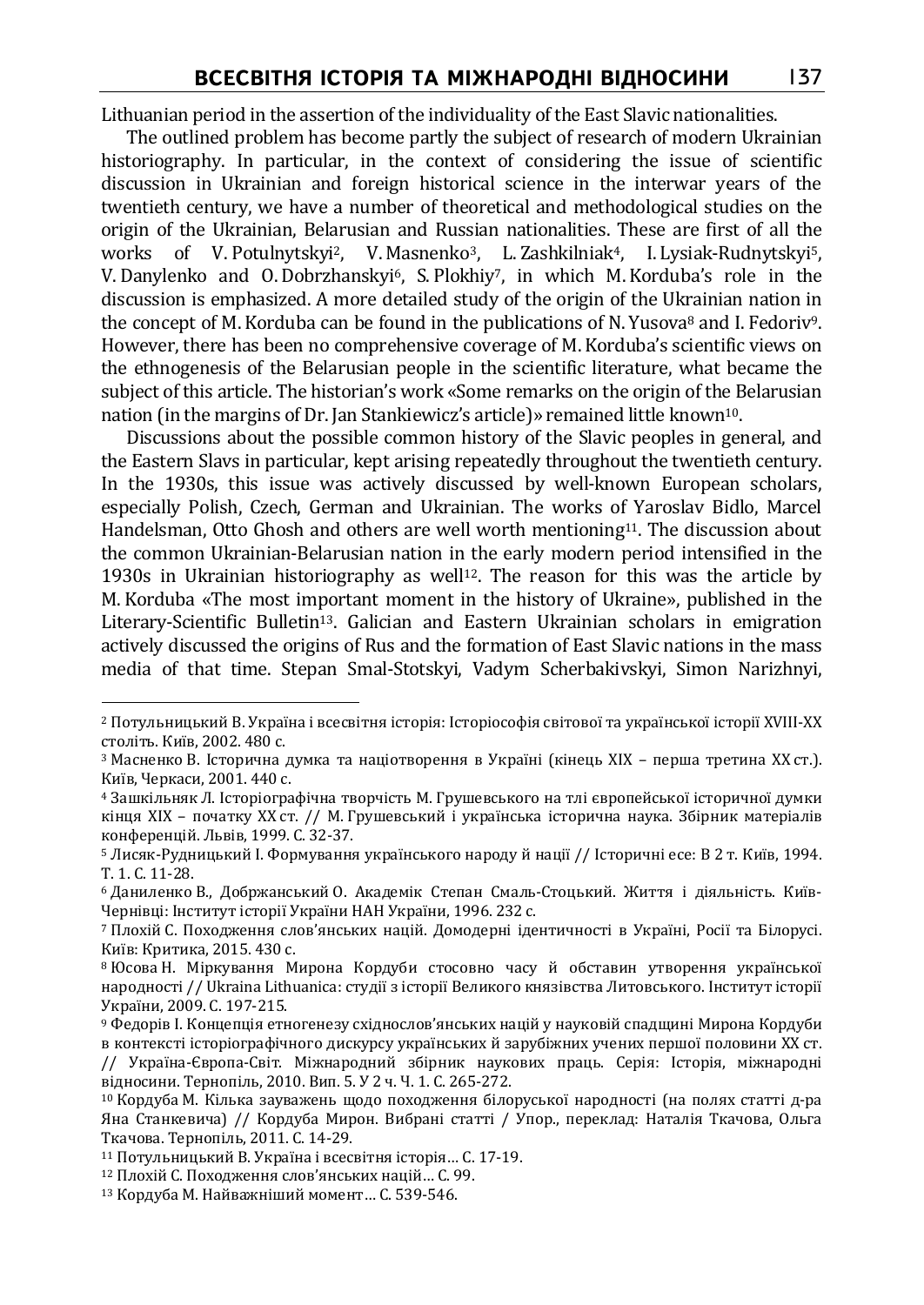Lithuanian period in the assertion of the individuality of the East Slavic nationalities.

The outlined problem has become partly the subject of research of modern Ukrainian historiography. In particular, in the context of considering the issue of scientific discussion in Ukrainian and foreign historical science in the interwar years of the twentieth century, we have a number of theoretical and methodological studies on the origin of the Ukrainian, Belarusian and Russian nationalities. These are first of all the works of V. Potulnytskyi[2], V. Masnenko[3], L. Zashkilniak[4], I. Lysiak-Rudnytskyi[5], V. Danylenko and O. Dobrzhanskyi[6], S. Plokhiy[7], in which M. Korduba's role in the discussion is emphasized. A more detailed study of the origin of the Ukrainian nation in the concept of M. Korduba can be found in the publications of N. Yusova[8] and I. Fedoriv[9]. However, there has been no comprehensive coverage of M. Korduba's scientific views on the ethnogenesis of the Belarusian people in the scientific literature, what became the subject of this article. The historian's work «Some remarks on the origin of the Belarusian nation (in the margins of Dr. Jan Stankiewicz's article)» remained little known[10].

Discussions about the possible common history of the Slavic peoples in general, and the Eastern Slavs in particular, kept arising repeatedly throughout the twentieth century. In the 1930s, this issue was actively discussed by well-known European scholars, especially Polish, Czech, German and Ukrainian. The works of Yaroslav Bidlo, Marcel Handelsman, Otto Ghosh and others are well worth mentioning[11]. The discussion about the common Ukrainian-Belarusian nation in the early modern period intensified in the 1930s in Ukrainian historiography as well[12]. The reason for this was the article by M. Korduba «The most important moment in the history of Ukraine», published in the Literary-Scientific Bulletin[13]. Galician and Eastern Ukrainian scholars in emigration actively discussed the origins of Rus and the formation of East Slavic nations in the mass media of that time. Stepan Smal-Stotskyi, Vadym Scherbakivskyi, Simon Narizhnyi,

---

[2] Потульницький В. Україна і всесвітня історія: Історіософія світової та української історії XVIII-XX століть. Київ, 2002. 480 с.

[3] Масненко В. Історична думка та націотворення в Україні (кінець XIX – перша третина XX ст.). Київ, Черкаси, 2001. 440 с.

[4] Зашкільняк Л. Історіографічна творчість М. Грушевського на тлі європейської історичної думки кінця XIX – початку XX ст. // М. Грушевський і українська історична наука. Збірник матеріалів конференцій. Львів, 1999. С. 32-37.

[5] Лисяк-Рудницький І. Формування українського народу й нації // Історичні есе: В 2 т. Київ, 1994. Т. 1. С. 11-28.

[6] Даниленко В., Добржанський О. Академік Степан Смаль-Стоцький. Життя і діяльність. Київ-Чернівці: Інститут історії України НАН України, 1996. 232 с.

[7] Плохій С. Походження слов'янських націй. Домодерні ідентичності в Україні, Росії та Білорусі. Київ: Критика, 2015. 430 с.

[8] Юсова Н. Міркування Мирона Кордуби стосовно часу й обставин утворення української народності // Ukraina Lithuanica: студії з історії Великого князівства Литовського. Інститут історії України, 2009. С. 197-215.

[9] Федорів І. Концепція етногенезу східнослов'янських націй у науковій спадщині Мирона Кордуби в контексті історіографічного дискурсу українських й зарубіжних учених першої половини XX ст. // Україна-Європа-Світ. Міжнародний збірник наукових праць. Серія: Історія, міжнародні відносини. Тернопіль, 2010. Вип. 5. У 2 ч. Ч. 1. С. 265-272.

[10] Кордуба М. Кілька зауважень щодо походження білоруської народності (на полях статті д-ра Яна Станкевича) // Кордуба Мирон. Вибрані статті / Упор., переклад: Наталія Ткачова, Ольга Ткачова. Тернопіль, 2011. С. 14-29.

[11] Потульницький В. Україна і всесвітня історія… С. 17-19.

[12] Плохій С. Походження слов'янських націй… С. 99.

[13] Кордуба М. Найважніший момент… С. 539-546.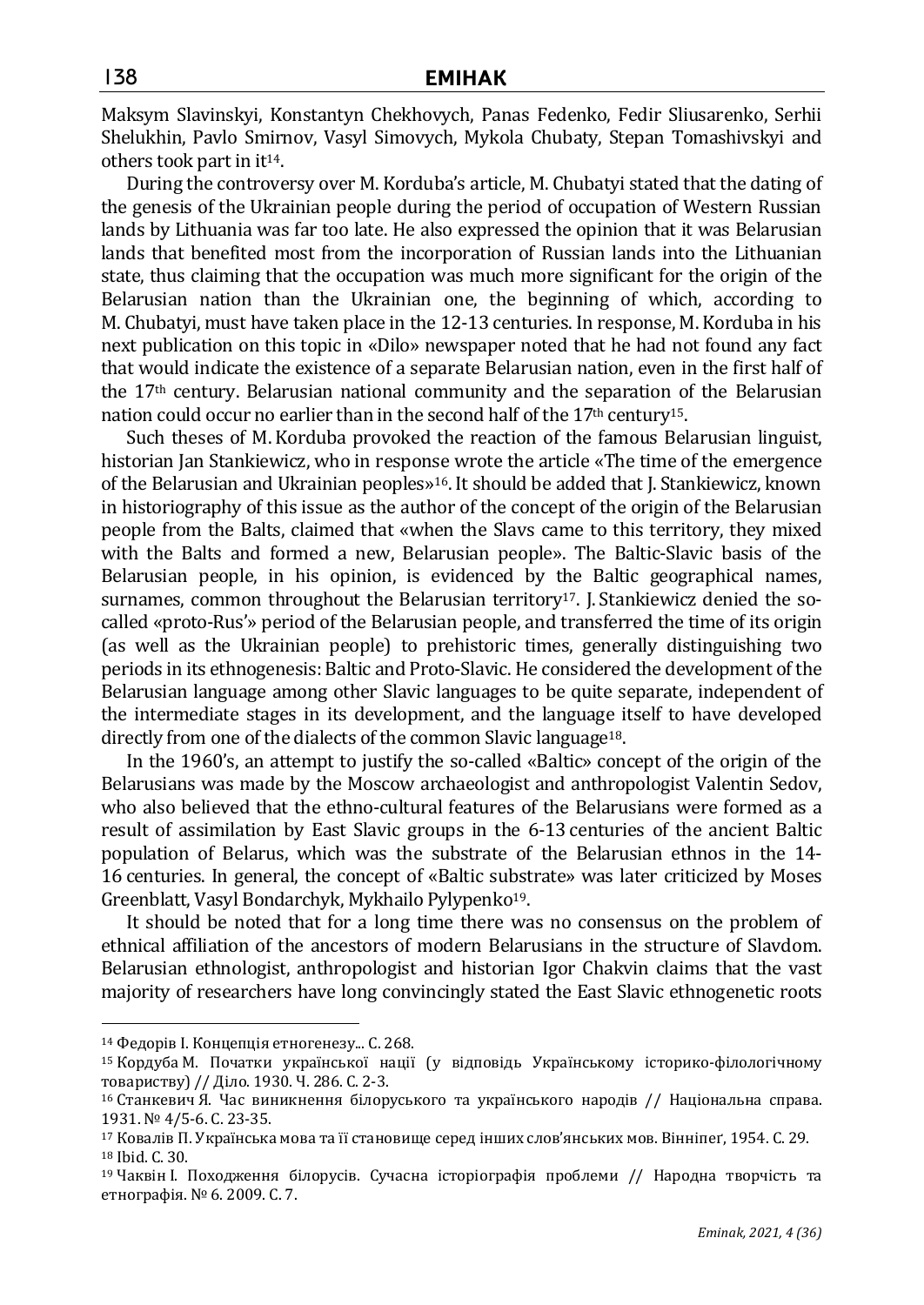Maksym Slavinskyi, Konstantyn Chekhovych, Panas Fedenko, Fedir Sliusarenko, Serhii Shelukhin, Pavlo Smirnov, Vasyl Simovych, Mykola Chubaty, Stepan Tomashivskyi and others took part in it[14].

During the controversy over M. Korduba's article, M. Chubatyi stated that the dating of the genesis of the Ukrainian people during the period of occupation of Western Russian lands by Lithuania was far too late. He also expressed the opinion that it was Belarusian lands that benefited most from the incorporation of Russian lands into the Lithuanian state, thus claiming that the occupation was much more significant for the origin of the Belarusian nation than the Ukrainian one, the beginning of which, according to M. Chubatyi, must have taken place in the 12-13 centuries. In response, M. Korduba in his next publication on this topic in «Dilo» newspaper noted that he had not found any fact that would indicate the existence of a separate Belarusian nation, even in the first half of the 17th century. Belarusian national community and the separation of the Belarusian nation could occur no earlier than in the second half of the 17th century[15].

Such theses of M. Korduba provoked the reaction of the famous Belarusian linguist, historian Jan Stankiewicz, who in response wrote the article «The time of the emergence of the Belarusian and Ukrainian peoples»[16]. It should be added that J. Stankiewicz, known in historiography of this issue as the author of the concept of the origin of the Belarusian people from the Balts, claimed that «when the Slavs came to this territory, they mixed with the Balts and formed a new, Belarusian people». The Baltic-Slavic basis of the Belarusian people, in his opinion, is evidenced by the Baltic geographical names, surnames, common throughout the Belarusian territory[17]. J. Stankiewicz denied the so-called «proto-Rus'» period of the Belarusian people, and transferred the time of its origin (as well as the Ukrainian people) to prehistoric times, generally distinguishing two periods in its ethnogenesis: Baltic and Proto-Slavic. He considered the development of the Belarusian language among other Slavic languages to be quite separate, independent of the intermediate stages in its development, and the language itself to have developed directly from one of the dialects of the common Slavic language[18].

In the 1960's, an attempt to justify the so-called «Baltic» concept of the origin of the Belarusians was made by the Moscow archaeologist and anthropologist Valentin Sedov, who also believed that the ethno-cultural features of the Belarusians were formed as a result of assimilation by East Slavic groups in the 6-13 centuries of the ancient Baltic population of Belarus, which was the substrate of the Belarusian ethnos in the 14-16 centuries. In general, the concept of «Baltic substrate» was later criticized by Moses Greenblatt, Vasyl Bondarchyk, Mykhailo Pylypenko[19].

It should be noted that for a long time there was no consensus on the problem of ethnical affiliation of the ancestors of modern Belarusians in the structure of Slavdom. Belarusian ethnologist, anthropologist and historian Igor Chakvin claims that the vast majority of researchers have long convincingly stated the East Slavic ethnogenetic roots

---

[14] Федорів І. Концепція етногенезу... С. 268.

[15] Кордуба М. Початки української нації (у відповідь Українському історико-філологічному товариству) // Діло. 1930. Ч. 286. С. 2-3.

[16] Станкевич Я. Час виникнення білоруського та українського народів // Національна справа. 1931. № 4/5-6. С. 23-35.

[17] Ковалів П. Українська мова та її становище серед інших слов'янських мов. Вінніпеґ, 1954. С. 29.

[18] Ibid. С. 30.

[19] Чаквін І. Походження білорусів. Сучасна історіографія проблеми // Народна творчість та етнографія. № 6. 2009. С. 7.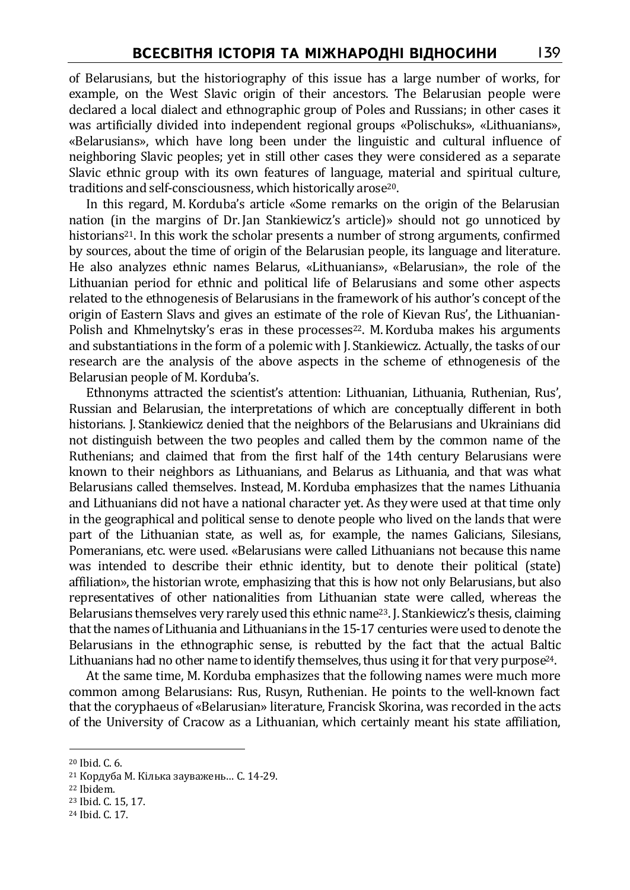of Belarusians, but the historiography of this issue has a large number of works, for example, on the West Slavic origin of their ancestors. The Belarusian people were declared a local dialect and ethnographic group of Poles and Russians; in other cases it was artificially divided into independent regional groups «Polischuks», «Lithuanians», «Belarusians», which have long been under the linguistic and cultural influence of neighboring Slavic peoples; yet in still other cases they were considered as a separate Slavic ethnic group with its own features of language, material and spiritual culture, traditions and self-consciousness, which historically arose[20].

In this regard, M. Korduba's article «Some remarks on the origin of the Belarusian nation (in the margins of Dr. Jan Stankiewicz's article)» should not go unnoticed by historians[21]. In this work the scholar presents a number of strong arguments, confirmed by sources, about the time of origin of the Belarusian people, its language and literature. He also analyzes ethnic names Belarus, «Lithuanians», «Belarusian», the role of the Lithuanian period for ethnic and political life of Belarusians and some other aspects related to the ethnogenesis of Belarusians in the framework of his author's concept of the origin of Eastern Slavs and gives an estimate of the role of Kievan Rus', the Lithuanian-Polish and Khmelnytsky's eras in these processes[22]. M. Korduba makes his arguments and substantiations in the form of a polemic with J. Stankiewicz. Actually, the tasks of our research are the analysis of the above aspects in the scheme of ethnogenesis of the Belarusian people of M. Korduba's.

Ethnonyms attracted the scientist's attention: Lithuanian, Lithuania, Ruthenian, Rus', Russian and Belarusian, the interpretations of which are conceptually different in both historians. J. Stankiewicz denied that the neighbors of the Belarusians and Ukrainians did not distinguish between the two peoples and called them by the common name of the Ruthenians; and claimed that from the first half of the 14th century Belarusians were known to their neighbors as Lithuanians, and Belarus as Lithuania, and that was what Belarusians called themselves. Instead, M. Korduba emphasizes that the names Lithuania and Lithuanians did not have a national character yet. As they were used at that time only in the geographical and political sense to denote people who lived on the lands that were part of the Lithuanian state, as well as, for example, the names Galicians, Silesians, Pomeranians, etc. were used. «Belarusians were called Lithuanians not because this name was intended to describe their ethnic identity, but to denote their political (state) affiliation», the historian wrote, emphasizing that this is how not only Belarusians, but also representatives of other nationalities from Lithuanian state were called, whereas the Belarusians themselves very rarely used this ethnic name[23]. J. Stankiewicz's thesis, claiming that the names of Lithuania and Lithuanians in the 15-17 centuries were used to denote the Belarusians in the ethnographic sense, is rebutted by the fact that the actual Baltic Lithuanians had no other name to identify themselves, thus using it for that very purpose[24].

At the same time, M. Korduba emphasizes that the following names were much more common among Belarusians: Rus, Rusyn, Ruthenian. He points to the well-known fact that the coryphaeus of «Belarusian» literature, Francisk Skorina, was recorded in the acts of the University of Cracow as a Lithuanian, which certainly meant his state affiliation,

---

[20] Ibid. С. 6.

[21] Кордуба М. Кілька зауважень… С. 14-29.

[22] Ibidem.

[23] Ibid. С. 15, 17.

[24] Ibid. С. 17.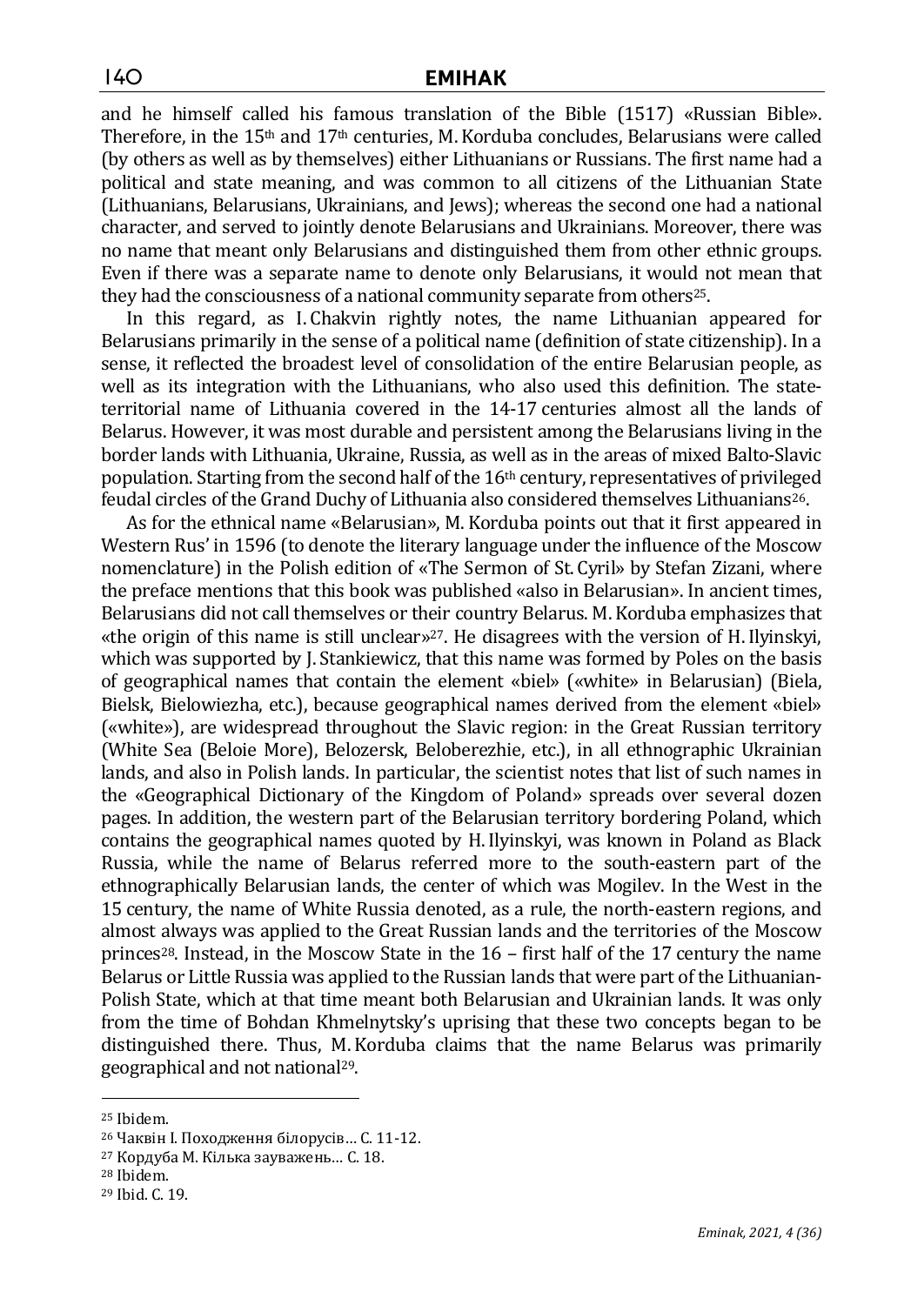and he himself called his famous translation of the Bible (1517) «Russian Bible». Therefore, in the 15th and 17th centuries, M. Korduba concludes, Belarusians were called (by others as well as by themselves) either Lithuanians or Russians. The first name had a political and state meaning, and was common to all citizens of the Lithuanian State (Lithuanians, Belarusians, Ukrainians, and Jews); whereas the second one had a national character, and served to jointly denote Belarusians and Ukrainians. Moreover, there was no name that meant only Belarusians and distinguished them from other ethnic groups. Even if there was a separate name to denote only Belarusians, it would not mean that they had the consciousness of a national community separate from others[25].

In this regard, as I. Chakvin rightly notes, the name Lithuanian appeared for Belarusians primarily in the sense of a political name (definition of state citizenship). In a sense, it reflected the broadest level of consolidation of the entire Belarusian people, as well as its integration with the Lithuanians, who also used this definition. The state-territorial name of Lithuania covered in the 14-17 centuries almost all the lands of Belarus. However, it was most durable and persistent among the Belarusians living in the border lands with Lithuania, Ukraine, Russia, as well as in the areas of mixed Balto-Slavic population. Starting from the second half of the 16th century, representatives of privileged feudal circles of the Grand Duchy of Lithuania also considered themselves Lithuanians[26].

As for the ethnical name «Belarusian», M. Korduba points out that it first appeared in Western Rus' in 1596 (to denote the literary language under the influence of the Moscow nomenclature) in the Polish edition of «The Sermon of St. Cyril» by Stefan Zizani, where the preface mentions that this book was published «also in Belarusian». In ancient times, Belarusians did not call themselves or their country Belarus. M. Korduba emphasizes that «the origin of this name is still unclear»[27]. He disagrees with the version of H. Ilyinskyi, which was supported by J. Stankiewicz, that this name was formed by Poles on the basis of geographical names that contain the element «biel» («white» in Belarusian) (Biela, Bielsk, Bielowiezha, etc.), because geographical names derived from the element «biel» («white»), are widespread throughout the Slavic region: in the Great Russian territory (White Sea (Beloie More), Belozersk, Beloberezhie, etc.), in all ethnographic Ukrainian lands, and also in Polish lands. In particular, the scientist notes that list of such names in the «Geographical Dictionary of the Kingdom of Poland» spreads over several dozen pages. In addition, the western part of the Belarusian territory bordering Poland, which contains the geographical names quoted by H. Ilyinskyi, was known in Poland as Black Russia, while the name of Belarus referred more to the south-eastern part of the ethnographically Belarusian lands, the center of which was Mogilev. In the West in the 15 century, the name of White Russia denoted, as a rule, the north-eastern regions, and almost always was applied to the Great Russian lands and the territories of the Moscow princes[28]. Instead, in the Moscow State in the 16 – first half of the 17 century the name Belarus or Little Russia was applied to the Russian lands that were part of the Lithuanian-Polish State, which at that time meant both Belarusian and Ukrainian lands. It was only from the time of Bohdan Khmelnytsky's uprising that these two concepts began to be distinguished there. Thus, M. Korduba claims that the name Belarus was primarily geographical and not national[29].

---

[25] Ibidem.

[26] Чаквін І. Походження білорусів… С. 11-12.

[27] Кордуба М. Кілька зауважень… С. 18.

[28] Ibidem.

[29] Ibid. С. 19.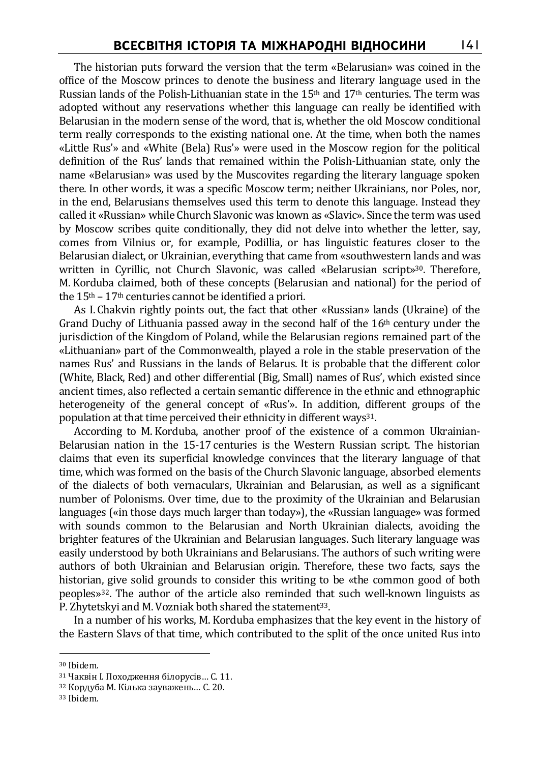The historian puts forward the version that the term «Belarusian» was coined in the office of the Moscow princes to denote the business and literary language used in the Russian lands of the Polish-Lithuanian state in the $15^{th}$ and $17^{th}$ centuries. The term was adopted without any reservations whether this language can really be identified with Belarusian in the modern sense of the word, that is, whether the old Moscow conditional term really corresponds to the existing national one. At the time, when both the names «Little Rus'» and «White (Bela) Rus'» were used in the Moscow region for the political definition of the Rus' lands that remained within the Polish-Lithuanian state, only the name «Belarusian» was used by the Muscovites regarding the literary language spoken there. In other words, it was a specific Moscow term; neither Ukrainians, nor Poles, nor, in the end, Belarusians themselves used this term to denote this language. Instead they called it «Russian» while Church Slavonic was known as «Slavic». Since the term was used by Moscow scribes quite conditionally, they did not delve into whether the letter, say, comes from Vilnius or, for example, Podillia, or has linguistic features closer to the Belarusian dialect, or Ukrainian, everything that came from «southwestern lands and was written in Cyrillic, not Church Slavonic, was called «Belarusian script»[30]. Therefore, M. Korduba claimed, both of these concepts (Belarusian and national) for the period of the $15^{th}$ – $17^{th}$ centuries cannot be identified a priori.

As I. Chakvin rightly points out, the fact that other «Russian» lands (Ukraine) of the Grand Duchy of Lithuania passed away in the second half of the $16^{th}$ century under the jurisdiction of the Kingdom of Poland, while the Belarusian regions remained part of the «Lithuanian» part of the Commonwealth, played a role in the stable preservation of the names Rus' and Russians in the lands of Belarus. It is probable that the different color (White, Black, Red) and other differential (Big, Small) names of Rus', which existed since ancient times, also reflected a certain semantic difference in the ethnic and ethnographic heterogeneity of the general concept of «Rus'». In addition, different groups of the population at that time perceived their ethnicity in different ways[31].

According to M. Korduba, another proof of the existence of a common Ukrainian-Belarusian nation in the 15-17 centuries is the Western Russian script. The historian claims that even its superficial knowledge convinces that the literary language of that time, which was formed on the basis of the Church Slavonic language, absorbed elements of the dialects of both vernaculars, Ukrainian and Belarusian, as well as a significant number of Polonisms. Over time, due to the proximity of the Ukrainian and Belarusian languages («in those days much larger than today»), the «Russian language» was formed with sounds common to the Belarusian and North Ukrainian dialects, avoiding the brighter features of the Ukrainian and Belarusian languages. Such literary language was easily understood by both Ukrainians and Belarusians. The authors of such writing were authors of both Ukrainian and Belarusian origin. Therefore, these two facts, says the historian, give solid grounds to consider this writing to be «the common good of both peoples»[32]. The author of the article also reminded that such well-known linguists as P. Zhytetskyi and M. Vozniak both shared the statement[33].

In a number of his works, M. Korduba emphasizes that the key event in the history of the Eastern Slavs of that time, which contributed to the split of the once united Rus into

---

[30] Ibidem.

[31] Чаквін І. Походження білорусів… С. 11.

[32] Кордуба М. Кілька зауважень… С. 20.

[33] Ibidem.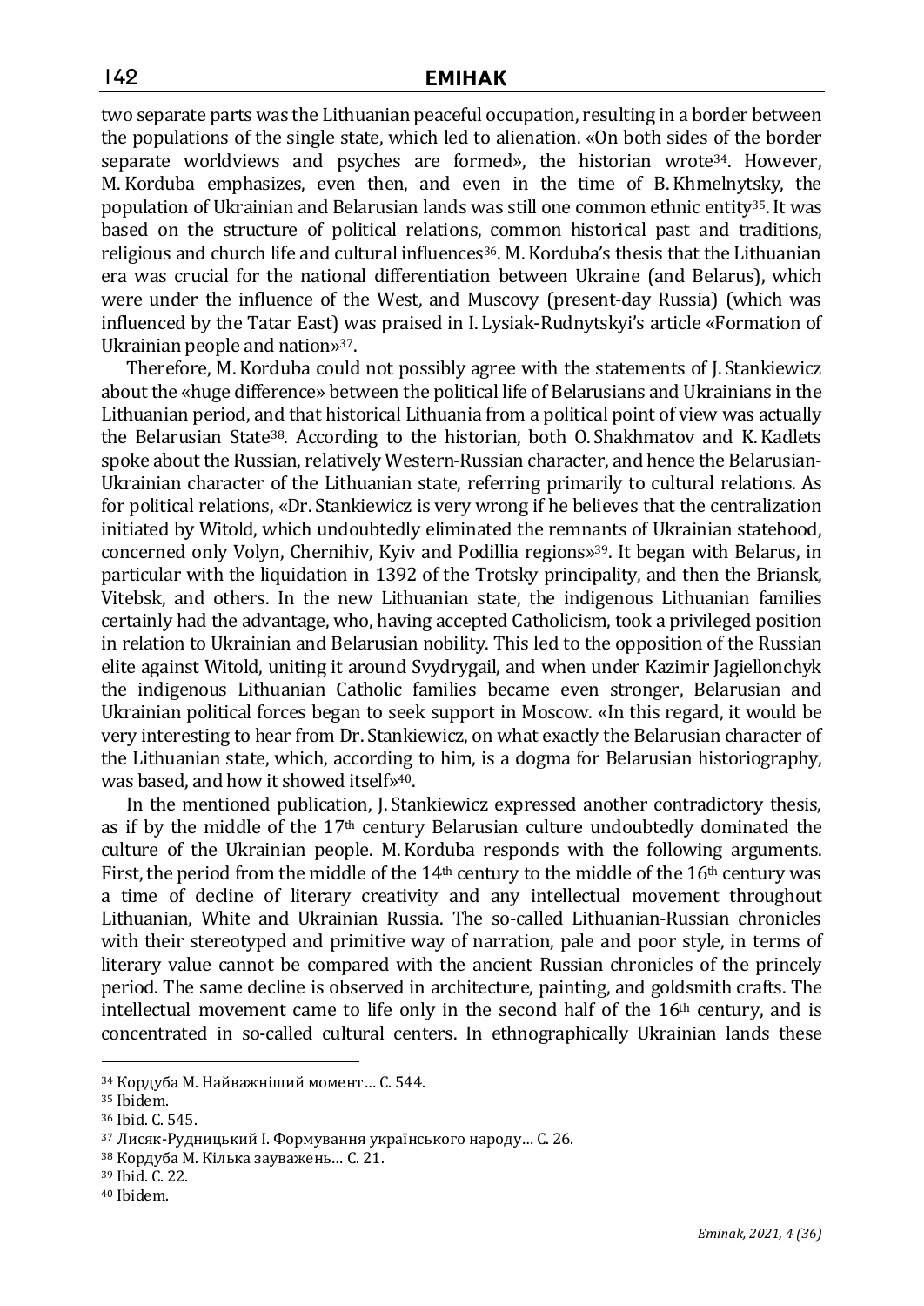two separate parts was the Lithuanian peaceful occupation, resulting in a border between the populations of the single state, which led to alienation. «On both sides of the border separate worldviews and psyches are formed», the historian wrote[34]. However, M. Korduba emphasizes, even then, and even in the time of B. Khmelnytsky, the population of Ukrainian and Belarusian lands was still one common ethnic entity[35]. It was based on the structure of political relations, common historical past and traditions, religious and church life and cultural influences[36]. M. Korduba's thesis that the Lithuanian era was crucial for the national differentiation between Ukraine (and Belarus), which were under the influence of the West, and Muscovy (present-day Russia) (which was influenced by the Tatar East) was praised in I. Lysiak-Rudnytskyi's article «Formation of Ukrainian people and nation»[37].

Therefore, M. Korduba could not possibly agree with the statements of J. Stankiewicz about the «huge difference» between the political life of Belarusians and Ukrainians in the Lithuanian period, and that historical Lithuania from a political point of view was actually the Belarusian State[38]. According to the historian, both O. Shakhmatov and K. Kadlets spoke about the Russian, relatively Western-Russian character, and hence the Belarusian-Ukrainian character of the Lithuanian state, referring primarily to cultural relations. As for political relations, «Dr. Stankiewicz is very wrong if he believes that the centralization initiated by Witold, which undoubtedly eliminated the remnants of Ukrainian statehood, concerned only Volyn, Chernihiv, Kyiv and Podillia regions»[39]. It began with Belarus, in particular with the liquidation in 1392 of the Trotsky principality, and then the Briansk, Vitebsk, and others. In the new Lithuanian state, the indigenous Lithuanian families certainly had the advantage, who, having accepted Catholicism, took a privileged position in relation to Ukrainian and Belarusian nobility. This led to the opposition of the Russian elite against Witold, uniting it around Svydrygail, and when under Kazimir Jagiellonchyk the indigenous Lithuanian Catholic families became even stronger, Belarusian and Ukrainian political forces began to seek support in Moscow. «In this regard, it would be very interesting to hear from Dr. Stankiewicz, on what exactly the Belarusian character of the Lithuanian state, which, according to him, is a dogma for Belarusian historiography, was based, and how it showed itself»[40].

In the mentioned publication, J. Stankiewicz expressed another contradictory thesis, as if by the middle of the 17th century Belarusian culture undoubtedly dominated the culture of the Ukrainian people. M. Korduba responds with the following arguments. First, the period from the middle of the 14th century to the middle of the 16th century was a time of decline of literary creativity and any intellectual movement throughout Lithuanian, White and Ukrainian Russia. The so-called Lithuanian-Russian chronicles with their stereotyped and primitive way of narration, pale and poor style, in terms of literary value cannot be compared with the ancient Russian chronicles of the princely period. The same decline is observed in architecture, painting, and goldsmith crafts. The intellectual movement came to life only in the second half of the 16th century, and is concentrated in so-called cultural centers. In ethnographically Ukrainian lands these

---

[34] Кордуба М. Найважніший момент… С. 544.
[35] Ibidem.
[36] Ibid. С. 545.
[37] Лисяк-Рудницький І. Формування українського народу… С. 26.
[38] Кордуба М. Кілька зауважень… С. 21.
[39] Ibid. С. 22.
[40] Ibidem.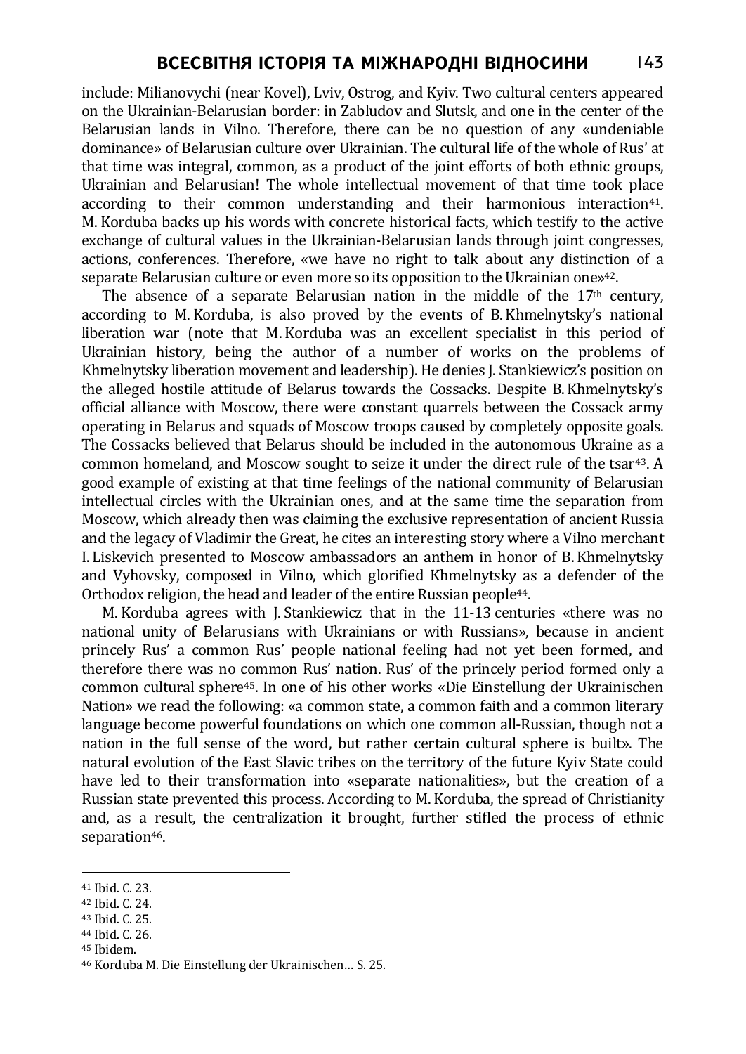include: Milianovychi (near Kovel), Lviv, Ostrog, and Kyiv. Two cultural centers appeared on the Ukrainian-Belarusian border: in Zabludov and Slutsk, and one in the center of the Belarusian lands in Vilno. Therefore, there can be no question of any «undeniable dominance» of Belarusian culture over Ukrainian. The cultural life of the whole of Rus' at that time was integral, common, as a product of the joint efforts of both ethnic groups, Ukrainian and Belarusian! The whole intellectual movement of that time took place according to their common understanding and their harmonious interaction[41]. M. Korduba backs up his words with concrete historical facts, which testify to the active exchange of cultural values in the Ukrainian-Belarusian lands through joint congresses, actions, conferences. Therefore, «we have no right to talk about any distinction of a separate Belarusian culture or even more so its opposition to the Ukrainian one»[42].

The absence of a separate Belarusian nation in the middle of the 17th century, according to M. Korduba, is also proved by the events of B. Khmelnytsky's national liberation war (note that M. Korduba was an excellent specialist in this period of Ukrainian history, being the author of a number of works on the problems of Khmelnytsky liberation movement and leadership). He denies J. Stankiewicz's position on the alleged hostile attitude of Belarus towards the Cossacks. Despite B. Khmelnytsky's official alliance with Moscow, there were constant quarrels between the Cossack army operating in Belarus and squads of Moscow troops caused by completely opposite goals. The Cossacks believed that Belarus should be included in the autonomous Ukraine as a common homeland, and Moscow sought to seize it under the direct rule of the tsar[43]. A good example of existing at that time feelings of the national community of Belarusian intellectual circles with the Ukrainian ones, and at the same time the separation from Moscow, which already then was claiming the exclusive representation of ancient Russia and the legacy of Vladimir the Great, he cites an interesting story where a Vilno merchant I. Liskevich presented to Moscow ambassadors an anthem in honor of B. Khmelnytsky and Vyhovsky, composed in Vilno, which glorified Khmelnytsky as a defender of the Orthodox religion, the head and leader of the entire Russian people[44].

M. Korduba agrees with J. Stankiewicz that in the 11-13 centuries «there was no national unity of Belarusians with Ukrainians or with Russians», because in ancient princely Rus' a common Rus' people national feeling had not yet been formed, and therefore there was no common Rus' nation. Rus' of the princely period formed only a common cultural sphere[45]. In one of his other works «Die Einstellung der Ukrainischen Nation» we read the following: «a common state, a common faith and a common literary language become powerful foundations on which one common all-Russian, though not a nation in the full sense of the word, but rather certain cultural sphere is built». The natural evolution of the East Slavic tribes on the territory of the future Kyiv State could have led to their transformation into «separate nationalities», but the creation of a Russian state prevented this process. According to M. Korduba, the spread of Christianity and, as a result, the centralization it brought, further stifled the process of ethnic separation[46].

---

[41] Ibid. C. 23.
[42] Ibid. C. 24.
[43] Ibid. C. 25.
[44] Ibid. C. 26.
[45] Ibidem.
[46] Korduba M. Die Einstellung der Ukrainischen… S. 25.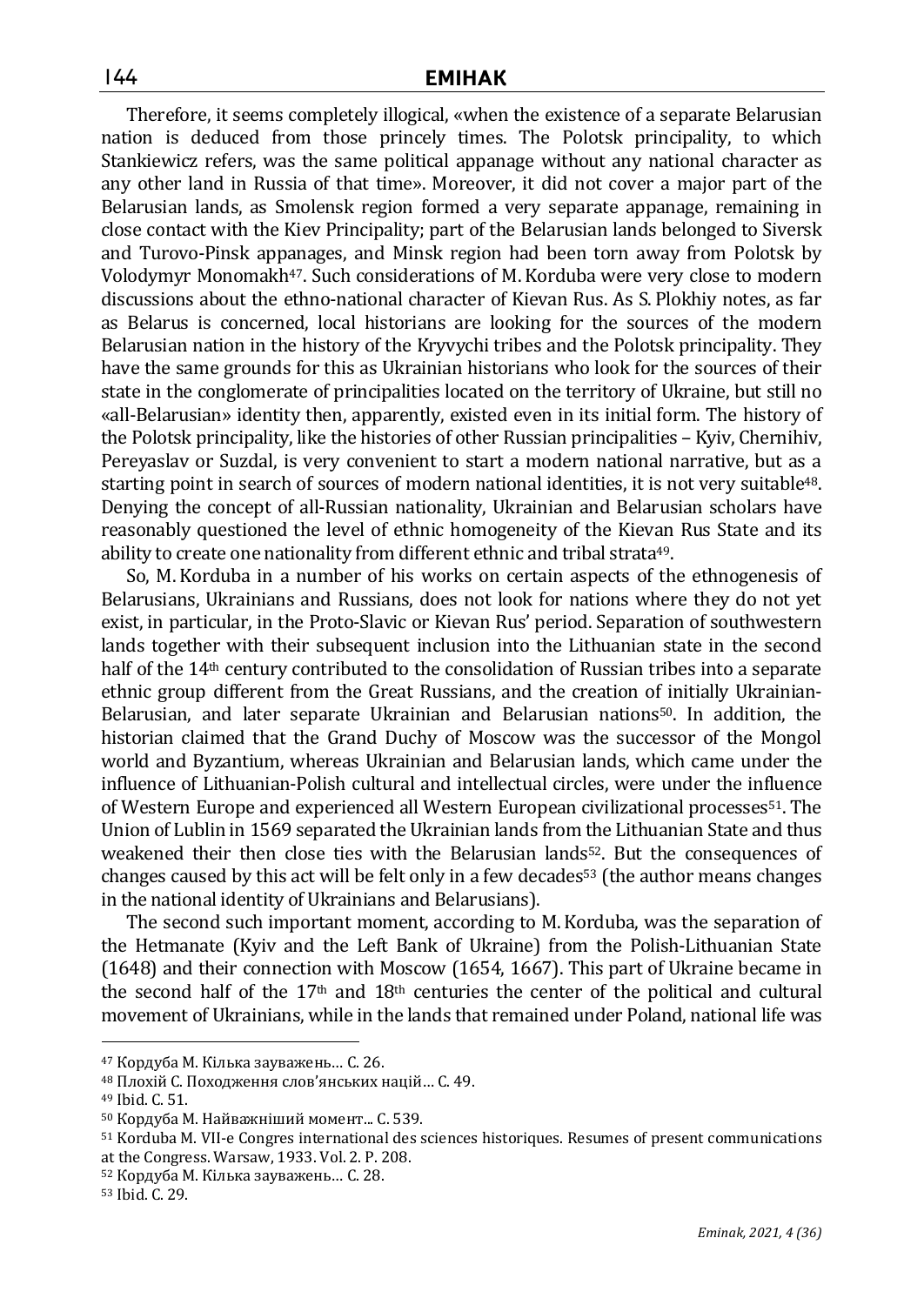Therefore, it seems completely illogical, «when the existence of a separate Belarusian nation is deduced from those princely times. The Polotsk principality, to which Stankiewicz refers, was the same political appanage without any national character as any other land in Russia of that time». Moreover, it did not cover a major part of the Belarusian lands, as Smolensk region formed a very separate appanage, remaining in close contact with the Kiev Principality; part of the Belarusian lands belonged to Siversk and Turovo-Pinsk appanages, and Minsk region had been torn away from Polotsk by Volodymyr Monomakh[47]. Such considerations of M. Korduba were very close to modern discussions about the ethno-national character of Kievan Rus. As S. Plokhiy notes, as far as Belarus is concerned, local historians are looking for the sources of the modern Belarusian nation in the history of the Kryvychi tribes and the Polotsk principality. They have the same grounds for this as Ukrainian historians who look for the sources of their state in the conglomerate of principalities located on the territory of Ukraine, but still no «all-Belarusian» identity then, apparently, existed even in its initial form. The history of the Polotsk principality, like the histories of other Russian principalities – Kyiv, Chernihiv, Pereyaslav or Suzdal, is very convenient to start a modern national narrative, but as a starting point in search of sources of modern national identities, it is not very suitable[48]. Denying the concept of all-Russian nationality, Ukrainian and Belarusian scholars have reasonably questioned the level of ethnic homogeneity of the Kievan Rus State and its ability to create one nationality from different ethnic and tribal strata[49].

So, M. Korduba in a number of his works on certain aspects of the ethnogenesis of Belarusians, Ukrainians and Russians, does not look for nations where they do not yet exist, in particular, in the Proto-Slavic or Kievan Rus' period. Separation of southwestern lands together with their subsequent inclusion into the Lithuanian state in the second half of the 14th century contributed to the consolidation of Russian tribes into a separate ethnic group different from the Great Russians, and the creation of initially Ukrainian-Belarusian, and later separate Ukrainian and Belarusian nations[50]. In addition, the historian claimed that the Grand Duchy of Moscow was the successor of the Mongol world and Byzantium, whereas Ukrainian and Belarusian lands, which came under the influence of Lithuanian-Polish cultural and intellectual circles, were under the influence of Western Europe and experienced all Western European civilizational processes[51]. The Union of Lublin in 1569 separated the Ukrainian lands from the Lithuanian State and thus weakened their then close ties with the Belarusian lands[52]. But the consequences of changes caused by this act will be felt only in a few decades[53] (the author means changes in the national identity of Ukrainians and Belarusians).

The second such important moment, according to M. Korduba, was the separation of the Hetmanate (Kyiv and the Left Bank of Ukraine) from the Polish-Lithuanian State (1648) and their connection with Moscow (1654, 1667). This part of Ukraine became in the second half of the 17th and 18th centuries the center of the political and cultural movement of Ukrainians, while in the lands that remained under Poland, national life was

---

[47] Кордуба М. Кілька зауважень… С. 26.

[48] Плохій С. Походження слов'янських націй… С. 49.

[49] Ibid. С. 51.

[50] Кордуба М. Найважніший момент... С. 539.

[51] Korduba M. VII-e Congres international des sciences historiques. Resumes of present communications at the Congress. Warsaw, 1933. Vol. 2. P. 208.

[52] Кордуба М. Кілька зауважень… С. 28.

[53] Ibid. С. 29.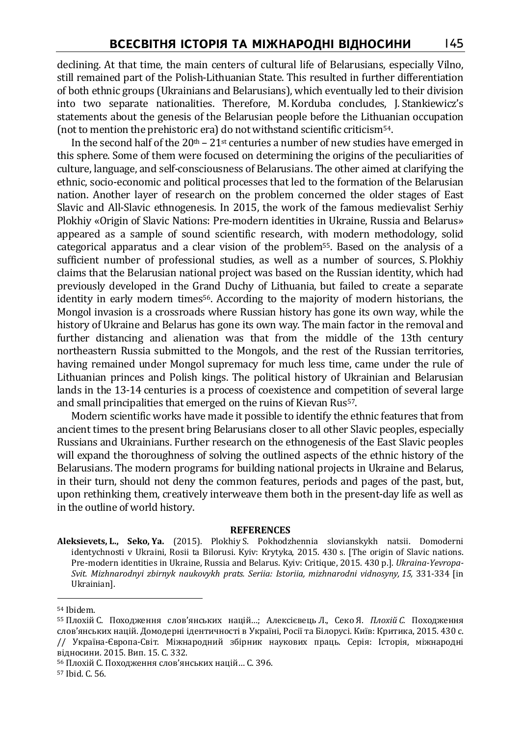declining. At that time, the main centers of cultural life of Belarusians, especially Vilno, still remained part of the Polish-Lithuanian State. This resulted in further differentiation of both ethnic groups (Ukrainians and Belarusians), which eventually led to their division into two separate nationalities. Therefore, M. Korduba concludes, J. Stankiewicz's statements about the genesis of the Belarusian people before the Lithuanian occupation (not to mention the prehistoric era) do not withstand scientific criticism[54].

In the second half of the 20th – 21st centuries a number of new studies have emerged in this sphere. Some of them were focused on determining the origins of the peculiarities of culture, language, and self-consciousness of Belarusians. The other aimed at clarifying the ethnic, socio-economic and political processes that led to the formation of the Belarusian nation. Another layer of research on the problem concerned the older stages of East Slavic and All-Slavic ethnogenesis. In 2015, the work of the famous medievalist Serhiy Plokhiy «Origin of Slavic Nations: Pre-modern identities in Ukraine, Russia and Belarus» appeared as a sample of sound scientific research, with modern methodology, solid categorical apparatus and a clear vision of the problem[55]. Based on the analysis of a sufficient number of professional studies, as well as a number of sources, S. Plokhiy claims that the Belarusian national project was based on the Russian identity, which had previously developed in the Grand Duchy of Lithuania, but failed to create a separate identity in early modern times[56]. According to the majority of modern historians, the Mongol invasion is a crossroads where Russian history has gone its own way, while the history of Ukraine and Belarus has gone its own way. The main factor in the removal and further distancing and alienation was that from the middle of the 13th century northeastern Russia submitted to the Mongols, and the rest of the Russian territories, having remained under Mongol supremacy for much less time, came under the rule of Lithuanian princes and Polish kings. The political history of Ukrainian and Belarusian lands in the 13-14 centuries is a process of coexistence and competition of several large and small principalities that emerged on the ruins of Kievan Rus[57].

Modern scientific works have made it possible to identify the ethnic features that from ancient times to the present bring Belarusians closer to all other Slavic peoples, especially Russians and Ukrainians. Further research on the ethnogenesis of the East Slavic peoples will expand the thoroughness of solving the outlined aspects of the ethnic history of the Belarusians. The modern programs for building national projects in Ukraine and Belarus, in their turn, should not deny the common features, periods and pages of the past, but, upon rethinking them, creatively interweave them both in the present-day life as well as in the outline of world history.

## REFERENCES

**Aleksievets, L., Seko, Ya.** (2015). Plokhiy S. Pokhodzhennia slovianskykh natsii. Domoderni identychnosti v Ukraini, Rosii ta Bilorusi. Kyiv: Krytyka, 2015. 430 s. [The origin of Slavic nations. Pre-modern identities in Ukraine, Russia and Belarus. Kyiv: Critique, 2015. 430 p.]. *Ukraina-Yevropa-Svit. Mizhnarodnyi zbirnyk naukovykh prats. Seriia: Istoriia, mizhnarodni vidnosyny, 15,* 331-334 [in Ukrainian].

---

[54] Ibidem.

[55] Плохій С. Походження слов'янських націй…; Алексієвець Л., Секо Я. *Плохій С.* Походження слов'янських націй. Домодерні ідентичності в Україні, Росії та Білорусі. Київ: Критика, 2015. 430 с. // Україна-Європа-Світ. Міжнародний збірник наукових праць. Серія: Історія, міжнародні відносини. 2015. Вип. 15. С. 332.

[56] Плохій С. Походження слов'янських націй… С. 396.

[57] Ibid. С. 56.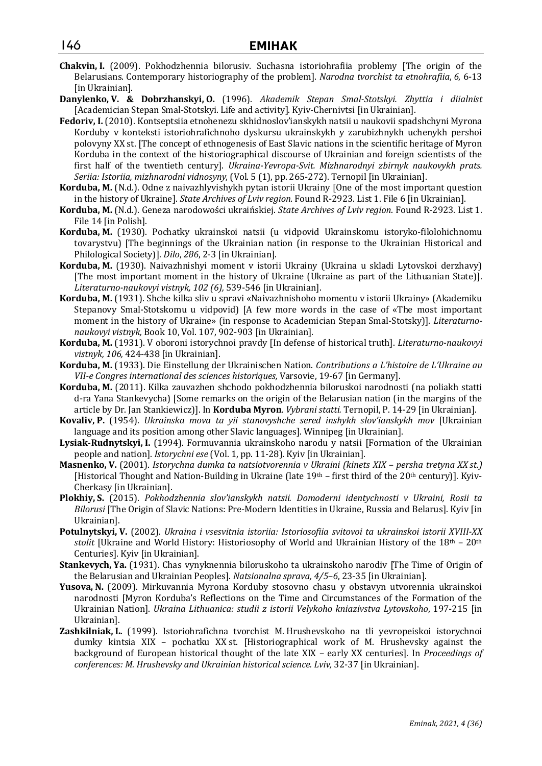**Chakvin, I.** (2009). Pokhodzhennia bilorusiv. Suchasna istoriohrafiia problemy [The origin of the Belarusians. Contemporary historiography of the problem]. *Narodna tvorchist ta etnohrafiia*, *6*, 6-13 [in Ukrainian].

**Danylenko, V. & Dobrzhanskyi, O.** (1996). *Akademik Stepan Smal-Stotskyi. Zhyttia i diialnist* [Academician Stepan Smal-Stotskyi. Life and activity]. Kyiv-Chernivtsi [in Ukrainian].

**Fedoriv, I.** (2010). Kontseptsiia etnohenezu skhidnoslov'ianskykh natsii u naukovii spadshchyni Myrona Korduby v konteksti istoriohrafichnoho dyskursu ukrainskykh y zarubizhnykh uchenykh pershoi polovyny XX st. [The concept of ethnogenesis of East Slavic nations in the scientific heritage of Myron Korduba in the context of the historiographical discourse of Ukrainian and foreign scientists of the first half of the twentieth century]. *Ukraina-Yevropa-Svit. Mizhnarodnyi zbirnyk naukovykh prats. Seriia: Istoriia, mizhnarodni vidnosyny*, (Vol. 5 (1), pp. 265-272). Ternopil [in Ukrainian].

**Korduba, M.** (N.d.). Odne z naivazhlyvishykh pytan istorii Ukrainy [One of the most important question in the history of Ukraine]. *State Archives of Lviv region*. Found R-2923. List 1. File 6 [in Ukrainian].

**Korduba, M.** (N.d.). Geneza narodowości ukraińskiej. *State Archives of Lviv region*. Found R-2923. List 1. File 14 [in Polish].

**Korduba, M.** (1930). Pochatky ukrainskoi natsii (u vidpovid Ukrainskomu istoryko-filolohichnomu tovarystvu) [The beginnings of the Ukrainian nation (in response to the Ukrainian Historical and Philological Society)]. *Dilo*, *286*, 2-3 [in Ukrainian].

**Korduba, M.** (1930). Naivazhnishyi moment v istorii Ukrainy (Ukraina u skladi Lytovskoi derzhavy) [The most important moment in the history of Ukraine (Ukraine as part of the Lithuanian State)]. *Literaturno-naukovyi vistnyk, 102 (6),* 539-546 [in Ukrainian].

**Korduba, M.** (1931). Shche kilka sliv u spravi «Naivazhnishoho momentu v istorii Ukrainy» (Akademiku Stepanovy Smal-Stotskomu u vidpovid) [A few more words in the case of «The most important moment in the history of Ukraine» (in response to Academician Stepan Smal-Stotsky)]. *Literaturno-naukovyi vistnyk,* Book 10, Vol. 107, 902-903 [in Ukrainian].

**Korduba, M.** (1931). V oboroni istorychnoi pravdy [In defense of historical truth]. *Literaturno-naukovyi vistnyk, 106,* 424-438 [in Ukrainian].

**Korduba, M.** (1933). Die Einstellung der Ukrainischen Nation. *Contributions a L'histoire de L'Ukraine au VII-e Congres international des sciences historiques,* Varsovie, 19-67 [in Germany].

**Korduba, M.** (2011). Kilka zauvazhen shchodo pokhodzhennia biloruskoi narodnosti (na poliakh statti d-ra Yana Stankevycha) [Some remarks on the origin of the Belarusian nation (in the margins of the article by Dr. Jan Stankiewicz)]. In **Korduba Myron**. *Vybrani statti.* Ternopil, P. 14-29 [in Ukrainian].

**Kovaliv, P.** (1954). *Ukrainska mova ta yii stanovyshche sered inshykh slov'ianskykh mov* [Ukrainian language and its position among other Slavic languages]. Winnipeg [in Ukrainian].

**Lysiak-Rudnytskyi, I.** (1994). Formuvannia ukrainskoho narodu y natsii [Formation of the Ukrainian people and nation]. *Istorychni ese* (Vol. 1, pp. 11-28). Kyiv [in Ukrainian].

**Masnenko, V.** (2001). *Istorychna dumka ta natsiotvorennia v Ukraini (kinets XIX – persha tretyna XX st.)* [Historical Thought and Nation-Building in Ukraine (late 19th – first third of the 20th century)]. Kyiv-Cherkasy [in Ukrainian].

**Plokhiy, S.** (2015). *Pokhodzhennia slov'ianskykh natsii. Domoderni identychnosti v Ukraini, Rosii ta Bilorusi* [The Origin of Slavic Nations: Pre-Modern Identities in Ukraine, Russia and Belarus]. Kyiv [in Ukrainian].

**Potulnytskyi, V.** (2002). *Ukraina i vsesvitnia istoriia: Istoriosofiia svitovoi ta ukrainskoi istorii XVIII-XX stolit* [Ukraine and World History: Historiosophy of World and Ukrainian History of the 18th – 20th Centuries]. Kyiv [in Ukrainian].

**Stankevych, Ya.** (1931). Chas vynyknennia biloruskoho ta ukrainskoho narodiv [The Time of Origin of the Belarusian and Ukrainian Peoples]. *Natsionalna sprava, 4/5–6*, 23-35 [in Ukrainian].

**Yusova, N.** (2009). Mirkuvannia Myrona Korduby stosovno chasu y obstavyn utvorennia ukrainskoi narodnosti [Myron Korduba's Reflections on the Time and Circumstances of the Formation of the Ukrainian Nation]. *Ukraina Lithuanica: studii z istorii Velykoho kniazivstva Lytovskoho*, 197-215 [in Ukrainian].

**Zashkilniak, L.** (1999). Istoriohrafichna tvorchist M. Hrushevskoho na tli yevropeiskoi istorychnoi dumky kintsia XIX – pochatku XX st. [Historiographical work of M. Hrushevsky against the background of European historical thought of the late XIX – early XX centuries]. In *Proceedings of conferences: M. Hrushevsky and Ukrainian historical science. Lviv,* 32-37 [in Ukrainian].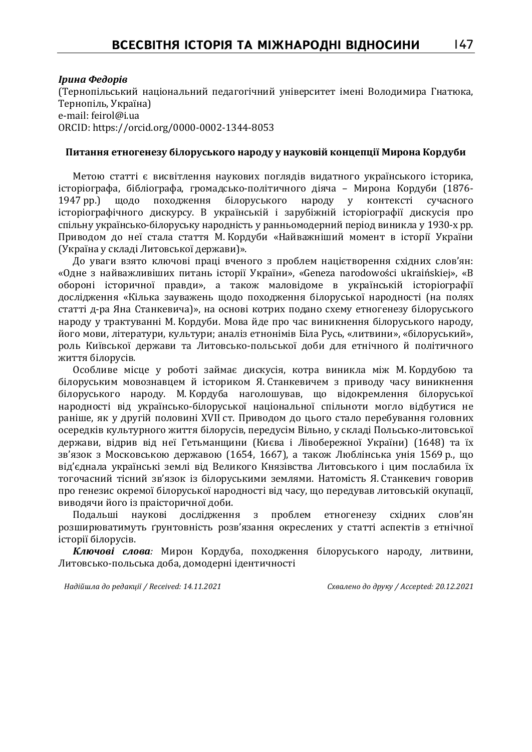*Ірина Федорів*

(Тернопільський національний педагогічний університет імені Володимира Гнатюка, Тернопіль, Україна)

e-mail: feirol@i.ua

ORCID: https://orcid.org/0000-0002-1344-8053

**Питання етногенезу білоруського народу у науковій концепції Мирона Кордуби**

Метою статті є висвітлення наукових поглядів видатного українського історика, історіографа, бібліографа, громадсько-політичного діяча – Мирона Кордуби (1876-1947 рр.) щодо походження білоруського народу у контексті сучасного історіографічного дискурсу. В українській і зарубіжній історіографії дискусія про спільну українсько-білоруську народність у ранньомодерний період виникла у 1930-х рр. Приводом до неї стала стаття М. Кордуби «Найважніший момент в історії України (Україна у складі Литовської держави)».

До уваги взято ключові праці вченого з проблем націєтворення східних слов'ян: «Одне з найважливіших питань історії України», «Geneza narodowości ukraińskiej», «В обороні історичної правди», а також маловідоме в українській історіографії дослідження «Кілька зауважень щодо походження білоруської народності (на полях статті д-ра Яна Станкевича)», на основі котрих подано схему етногенезу білоруського народу у трактуванні М. Кордуби. Мова йде про час виникнення білоруського народу, його мови, літератури, культури; аналіз етнонімів Біла Русь, «литвини», «білоруський», роль Київської держави та Литовсько-польської доби для етнічного й політичного життя білорусів.

Особливе місце у роботі займає дискусія, котра виникла між М. Кордубою та білоруським мовознавцем й істориком Я. Станкевичем з приводу часу виникнення білоруського народу. М. Кордуба наголошував, що відокремлення білоруської народності від українсько-білоруської національної спільноти могло відбутися не раніше, як у другій половині XVII ст. Приводом до цього стало перебування головних осередків культурного життя білорусів, передусім Вільно, у складі Польсько-литовської держави, відрив від неї Гетьманщини (Києва і Лівобережної України) (1648) та їх зв'язок з Московською державою (1654, 1667), а також Люблінська унія 1569 р., що від'єднала українські землі від Великого Князівства Литовського і цим послабила їх тогочасний тісний зв'язок із білоруськими землями. Натомість Я. Станкевич говорив про генезис окремої білоруської народності від часу, що передував литовській окупації, виводячи його із праісторичної доби.

Подальші наукові дослідження з проблем етногенезу східних слов'ян розширюватимуть ґрунтовність розв'язання окреслених у статті аспектів з етнічної історії білорусів.

***Ключові слова**:* Мирон Кордуба, походження білоруського народу, литвини, Литовсько-польська доба, домодерні ідентичності

*Надійшла до редакції / Received: 14.11.2021* *Схвалено до друку / Accepted: 20.12.2021*